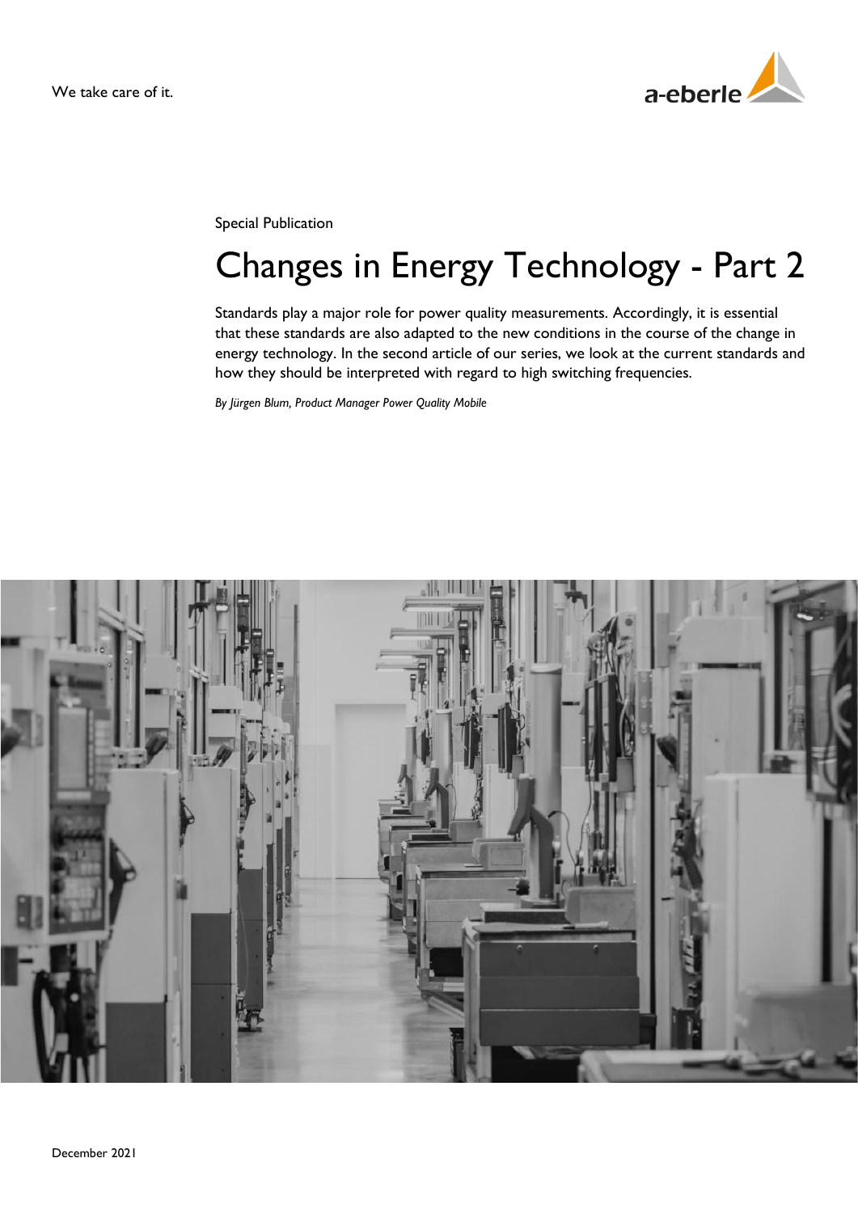We take care of it.

Special Publication

# Changes in Energy Technology - Part 2

Standards play a major role for power quality measurements. Accordingly, it is essential that these standards are also adapted to the new conditions in the course of the change in energy technology. In the second article of our series, we look at the current standards and how they should be interpreted with regard to high switching frequencies.

*By Jürgen Blum, Product Manager Power Quality Mobile*

December 2021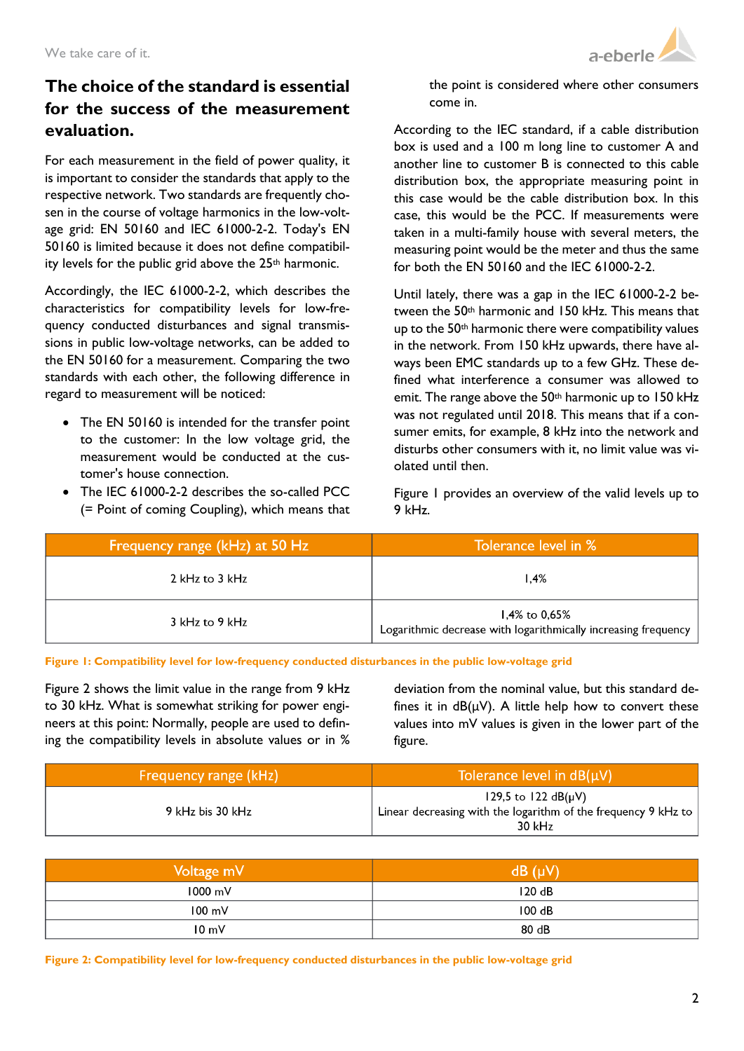## The choice of the standard is essential for the success of the measurement evaluation.

For each measurement in the field of power quality, it is important to consider the standards that apply to the respective network. Two standards are frequently chosen in the course of voltage harmonics in the low-voltage grid: EN 50160 and IEC 61000-2-2. Today's EN 50160 is limited because it does not define compatibility levels for the public grid above the 25th harmonic.

Accordingly, the IEC 61000-2-2, which describes the characteristics for compatibility levels for low-frequency conducted disturbances and signal transmissions in public low-voltage networks, can be added to the EN 50160 for a measurement. Comparing the two standards with each other, the following difference in regard to measurement will be noticed:

- The EN 50160 is intended for the transfer point to the customer: In the low voltage grid, the measurement would be conducted at the customer's house connection.
- The IEC 61000-2-2 describes the so-called PCC (= Point of coming Coupling), which means that the point is considered where other consumers come in.

According to the IEC standard, if a cable distribution box is used and a 100 m long line to customer A and another line to customer B is connected to this cable distribution box, the appropriate measuring point in this case would be the cable distribution box. In this case, this would be the PCC. If measurements were taken in a multi-family house with several meters, the measuring point would be the meter and thus the same for both the EN 50160 and the IEC 61000-2-2.

Until lately, there was a gap in the IEC 61000-2-2 between the 50th harmonic and 150 kHz. This means that up to the 50th harmonic there were compatibility values in the network. From 150 kHz upwards, there have always been EMC standards up to a few GHz. These defined what interference a consumer was allowed to emit. The range above the 50th harmonic up to 150 kHz was not regulated until 2018. This means that if a consumer emits, for example, 8 kHz into the network and disturbs other consumers with it, no limit value was violated until then.

Figure 1 provides an overview of the valid levels up to 9 kHz.

| Frequency range (kHz) at 50 Hz | Tolerance level in % |
| --- | --- |
| 2 kHz to 3 kHz | 1,4% |
| 3 kHz to 9 kHz | 1,4% to 0,65%<br>Logarithmic decrease with logarithmically increasing frequency |

**Figure 1: Compatibility level for low-frequency conducted disturbances in the public low-voltage grid**

Figure 2 shows the limit value in the range from 9 kHz to 30 kHz. What is somewhat striking for power engineers at this point: Normally, people are used to defining the compatibility levels in absolute values or in % deviation from the nominal value, but this standard defines it in dB(µV). A little help how to convert these values into mV values is given in the lower part of the figure.

| Frequency range (kHz) | Tolerance level in dB(µV) |
| --- | --- |
| 9 kHz bis 30 kHz | 129,5 to 122 dB(µV)<br>Linear decreasing with the logarithm of the frequency 9 kHz to 30 kHz |

| Voltage mV | dB (µV) |
| --- | --- |
| 1000 mV | 120 dB |
| 100 mV | 100 dB |
| 10 mV | 80 dB |

**Figure 2: Compatibility level for low-frequency conducted disturbances in the public low-voltage grid**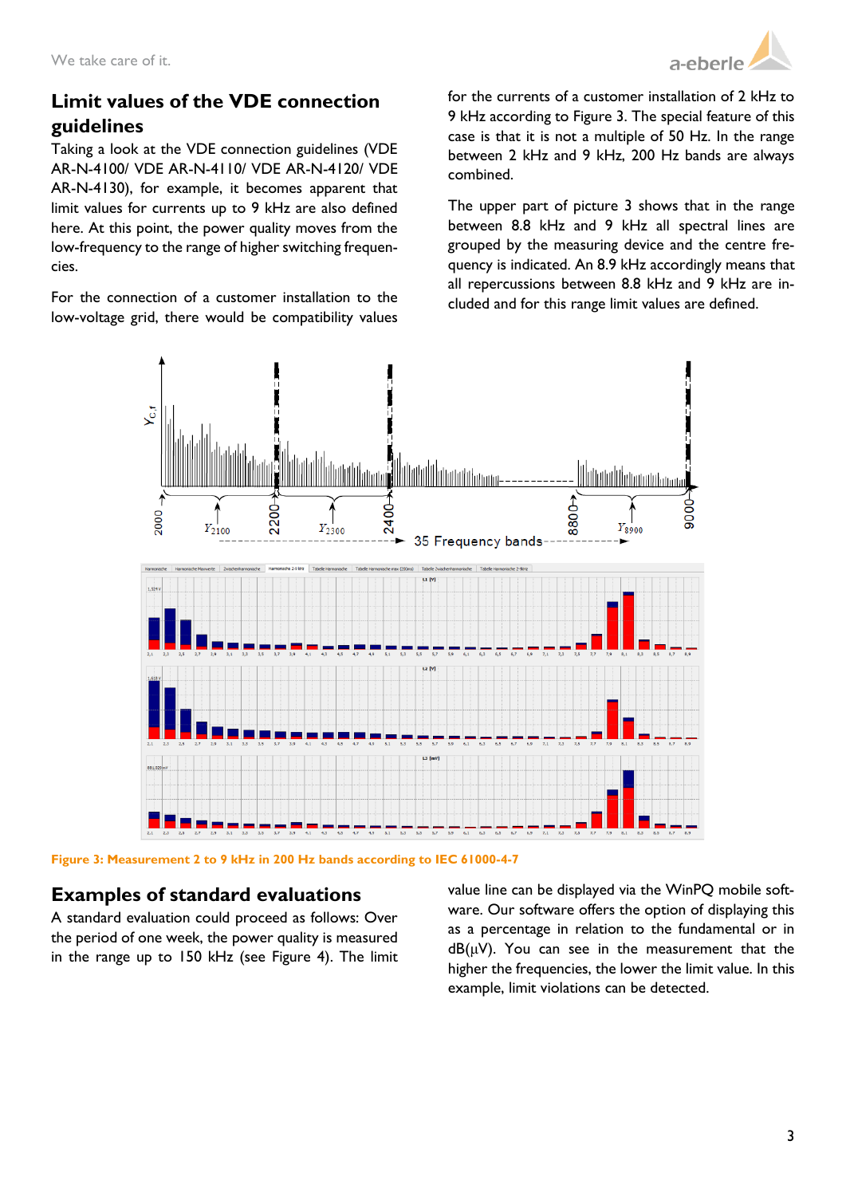## Limit values of the VDE connection guidelines

Taking a look at the VDE connection guidelines (VDE AR-N-4100/ VDE AR-N-4110/ VDE AR-N-4120/ VDE AR-N-4130), for example, it becomes apparent that limit values for currents up to 9 kHz are also defined here. At this point, the power quality moves from the low-frequency to the range of higher switching frequencies.

For the connection of a customer installation to the low-voltage grid, there would be compatibility values for the currents of a customer installation of 2 kHz to 9 kHz according to Figure 3. The special feature of this case is that it is not a multiple of 50 Hz. In the range between 2 kHz and 9 kHz, 200 Hz bands are always combined.

The upper part of picture 3 shows that in the range between 8.8 kHz and 9 kHz all spectral lines are grouped by the measuring device and the centre frequency is indicated. An 8.9 kHz accordingly means that all repercussions between 8.8 kHz and 9 kHz are included and for this range limit values are defined.

Figure 3: Measurement 2 to 9 kHz in 200 Hz bands according to IEC 61000-4-7

## Examples of standard evaluations

A standard evaluation could proceed as follows: Over the period of one week, the power quality is measured in the range up to 150 kHz (see Figure 4). The limit value line can be displayed via the WinPQ mobile software. Our software offers the option of displaying this as a percentage in relation to the fundamental or in dB(μV). You can see in the measurement that the higher the frequencies, the lower the limit value. In this example, limit violations can be detected.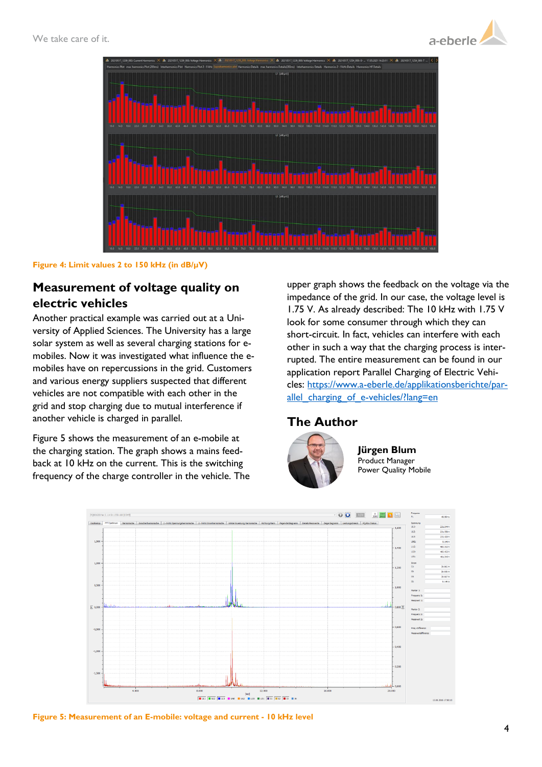Figure 4: Limit values 2 to 150 kHz (in dB/µV)

## Measurement of voltage quality on electric vehicles

Another practical example was carried out at a University of Applied Sciences. The University has a large solar system as well as several charging stations for e-mobiles. Now it was investigated what influence the e-mobiles have on repercussions in the grid. Customers and various energy suppliers suspected that different vehicles are not compatible with each other in the grid and stop charging due to mutual interference if another vehicle is charged in parallel.

Figure 5 shows the measurement of an e-mobile at the charging station. The graph shows a mains feedback at 10 kHz on the current. This is the switching frequency of the charge controller in the vehicle. The upper graph shows the feedback on the voltage via the impedance of the grid. In our case, the voltage level is 1.75 V. As already described: The 10 kHz with 1.75 V look for some consumer through which they can short-circuit. In fact, vehicles can interfere with each other in such a way that the charging process is interrupted. The entire measurement can be found in our application report Parallel Charging of Electric Vehicles: https://www.a-eberle.de/applikationsberichte/parallel_charging_of_e-vehicles/?lang=en

## The Author

**Jürgen Blum**
Product Manager
Power Quality Mobile

Figure 5: Measurement of an E-mobile: voltage and current - 10 kHz level